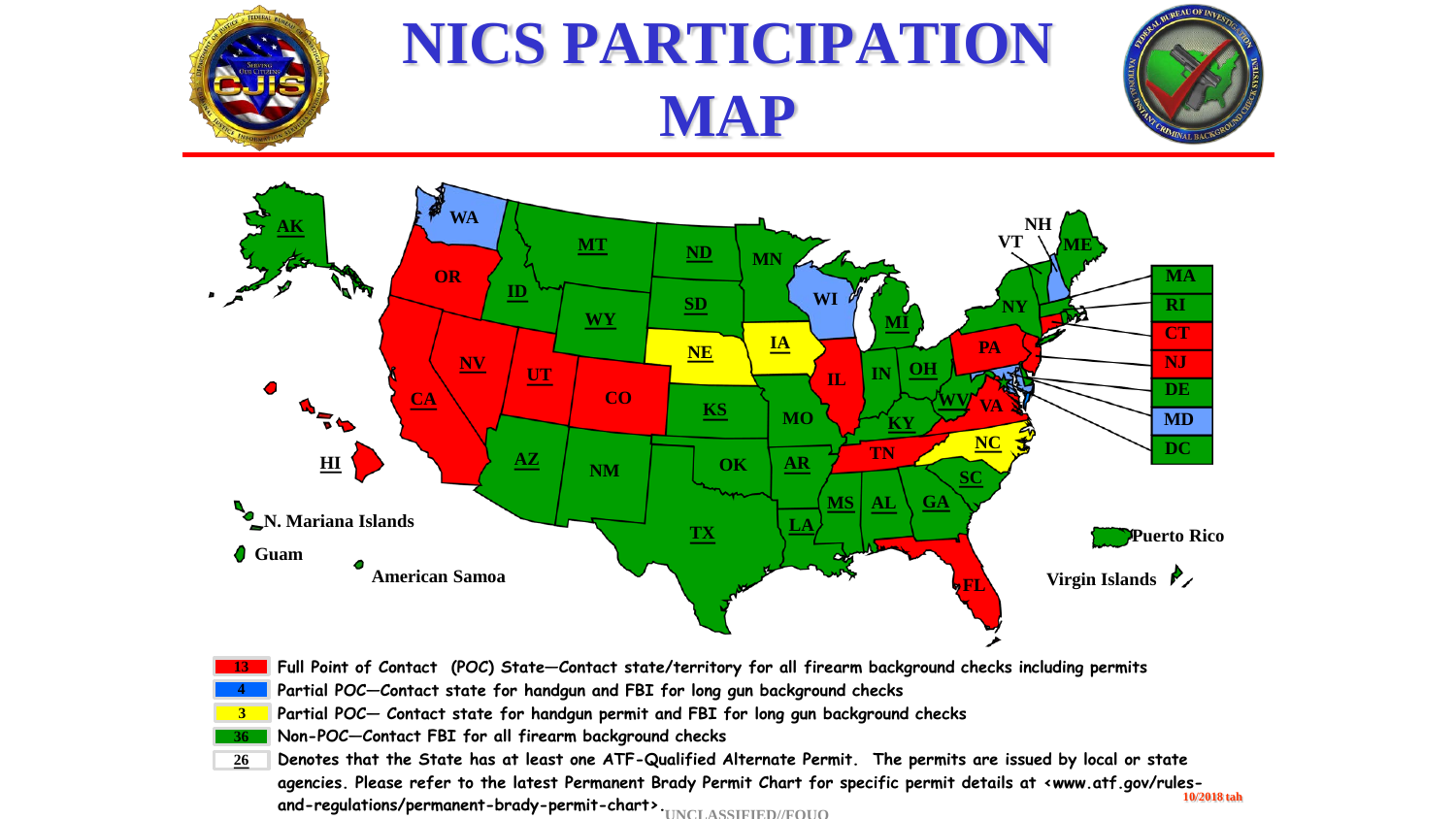# NICS PARTICIPATION MAP

| | |
|---|---|
| 13 | Full Point of Contact (POC) State—Contact state/territory for all firearm background checks including permits |
| 4 | Partial POC—Contact state for handgun and FBI for long gun background checks |
| 3 | Partial POC— Contact state for handgun permit and FBI for long gun background checks |
| 36 | Non-POC—Contact FBI for all firearm background checks |
| 26 | Denotes that the State has at least one ATF-Qualified Alternate Permit. The permits are issued by local or state agencies. Please refer to the latest Permanent Brady Permit Chart for specific permit details at <www.atf.gov/rules-and-regulations/permanent-brady-permit-chart>. |

10/2018 tah

UNCLASSIFIED//FOUO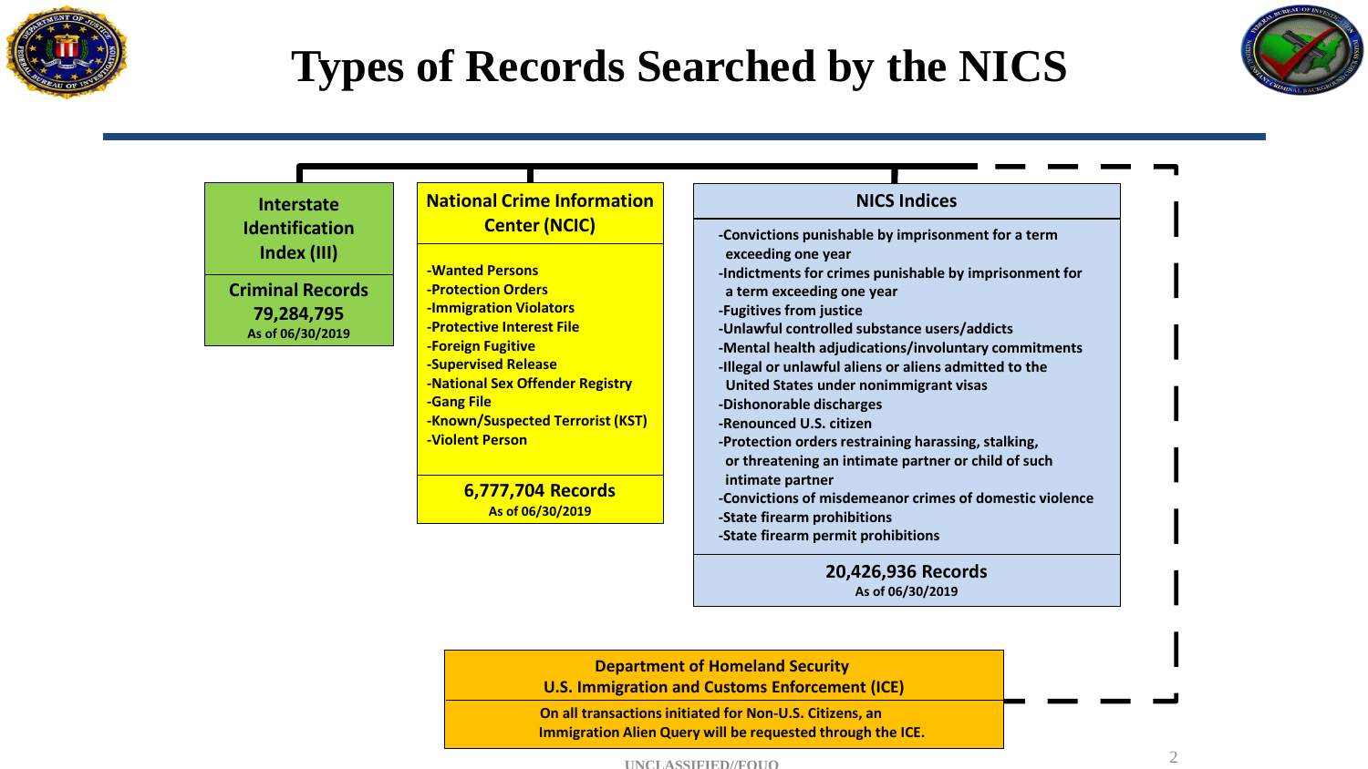# Types of Records Searched by the NICS

## Interstate Identification Index (III)

**Criminal Records**
**79,284,795**
As of 06/30/2019

## National Crime Information Center (NCIC)

- Wanted Persons
- Protection Orders
- Immigration Violators
- Protective Interest File
- Foreign Fugitive
- Supervised Release
- National Sex Offender Registry
- Gang File
- Known/Suspected Terrorist (KST)
- Violent Person

**6,777,704 Records**
As of 06/30/2019

## NICS Indices

- Convictions punishable by imprisonment for a term exceeding one year
- Indictments for crimes punishable by imprisonment for a term exceeding one year
- Fugitives from justice
- Unlawful controlled substance users/addicts
- Mental health adjudications/involuntary commitments
- Illegal or unlawful aliens or aliens admitted to the United States under nonimmigrant visas
- Dishonorable discharges
- Renounced U.S. citizen
- Protection orders restraining harassing, stalking, or threatening an intimate partner or child of such intimate partner
- Convictions of misdemeanor crimes of domestic violence
- State firearm prohibitions
- State firearm permit prohibitions

**20,426,936 Records**
As of 06/30/2019

## Department of Homeland Security U.S. Immigration and Customs Enforcement (ICE)

On all transactions initiated for Non-U.S. Citizens, an Immigration Alien Query will be requested through the ICE.

UNCLASSIFIED//FOUO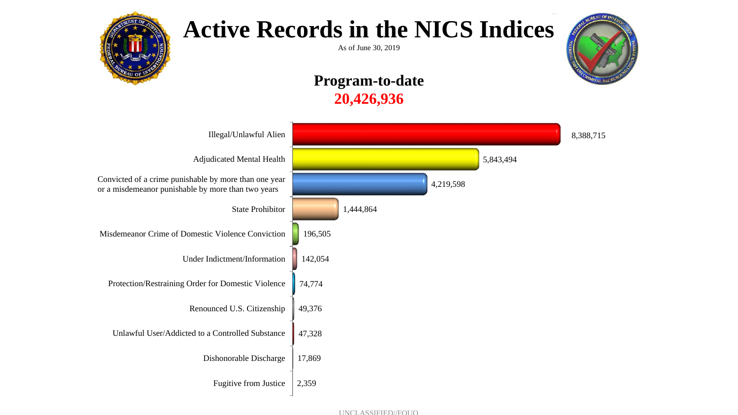# Active Records in the NICS Indices

As of June 30, 2019

## Program-to-date

**20,426,936**

| Category | Active Records |
|---|---|
| Illegal/Unlawful Alien | 8,388,715 |
| Adjudicated Mental Health | 5,843,494 |
| Convicted of a crime punishable by more than one year or a misdemeanor punishable by more than two years | 4,219,598 |
| State Prohibitor | 1,444,864 |
| Misdemeanor Crime of Domestic Violence Conviction | 196,505 |
| Under Indictment/Information | 142,054 |
| Protection/Restraining Order for Domestic Violence | 74,774 |
| Renounced U.S. Citizenship | 49,376 |
| Unlawful User/Addicted to a Controlled Substance | 47,328 |
| Dishonorable Discharge | 17,869 |
| Fugitive from Justice | 2,359 |

UNCLASSIFIED//FOUO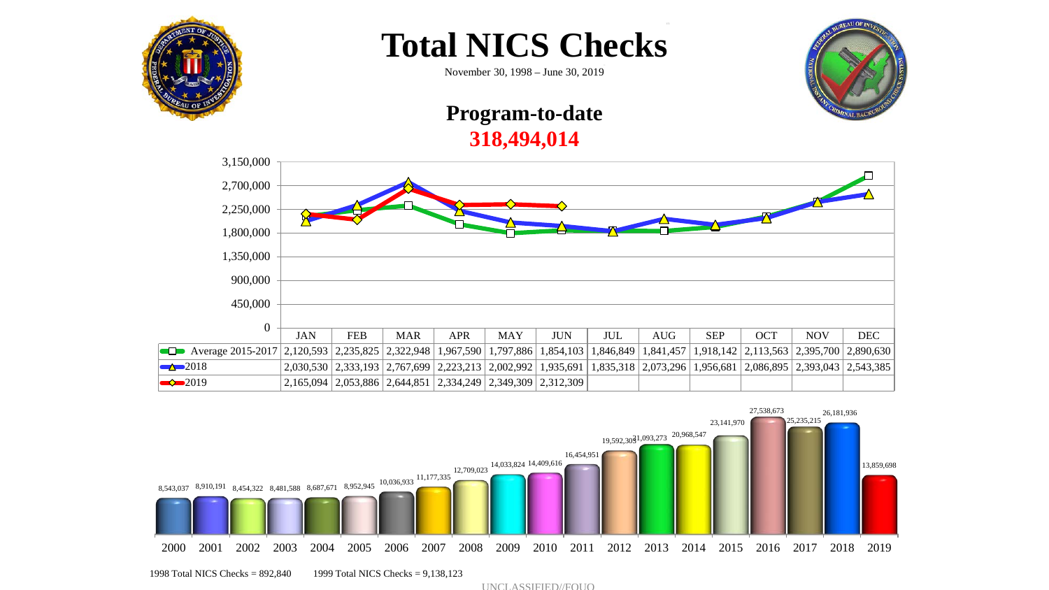# Total NICS Checks

November 30, 1998 – June 30, 2019

## Program-to-date

**318,494,014**

| | JAN | FEB | MAR | APR | MAY | JUN | JUL | AUG | SEP | OCT | NOV | DEC |
|---|---|---|---|---|---|---|---|---|---|---|---|---|
| Average 2015-2017 | 2,120,593 | 2,235,825 | 2,322,948 | 1,967,590 | 1,797,886 | 1,854,103 | 1,846,849 | 1,841,457 | 1,918,142 | 2,113,563 | 2,395,700 | 2,890,630 |
| 2018 | 2,030,530 | 2,333,193 | 2,767,699 | 2,223,213 | 2,002,992 | 1,935,691 | 1,835,318 | 2,073,296 | 1,956,681 | 2,086,895 | 2,393,043 | 2,543,385 |
| 2019 | 2,165,094 | 2,053,886 | 2,644,851 | 2,334,249 | 2,349,309 | 2,312,309 | | | | | | |

| Year | Total NICS Checks |
|---|---|
| 2000 | 8,543,037 |
| 2001 | 8,910,191 |
| 2002 | 8,454,322 |
| 2003 | 8,481,588 |
| 2004 | 8,687,671 |
| 2005 | 8,952,945 |
| 2006 | 10,036,933 |
| 2007 | 11,177,335 |
| 2008 | 12,709,023 |
| 2009 | 14,033,824 |
| 2010 | 14,409,616 |
| 2011 | 16,454,951 |
| 2012 | 19,592,303 |
| 2013 | 21,093,273 |
| 2014 | 20,968,547 |
| 2015 | 23,141,970 |
| 2016 | 27,538,673 |
| 2017 | 25,235,215 |
| 2018 | 26,181,936 |
| 2019 | 13,859,698 |

1998 Total NICS Checks = 892,840 1999 Total NICS Checks = 9,138,123

UNCLASSIFIED//FOUO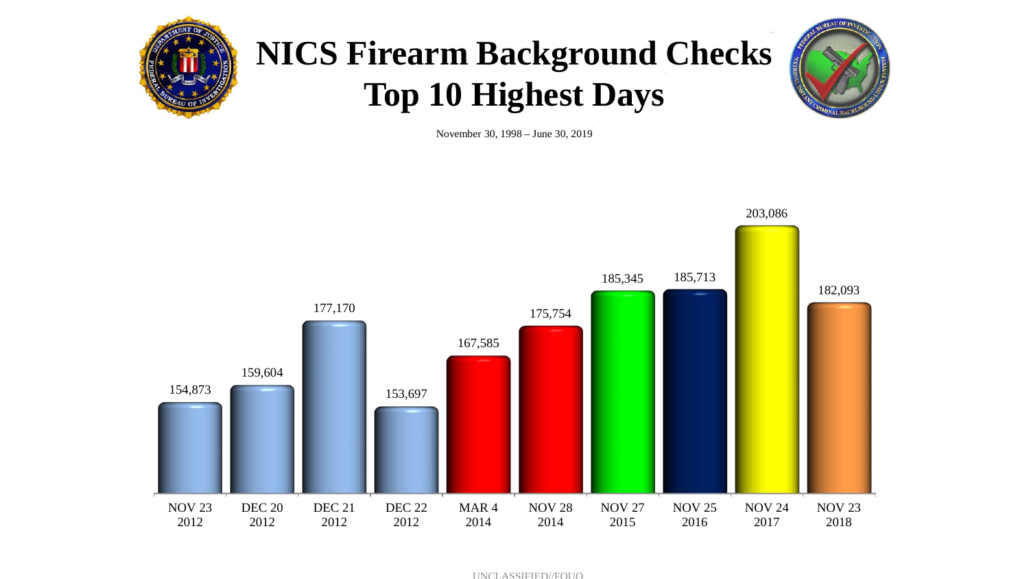# NICS Firearm Background Checks
# Top 10 Highest Days

November 30, 1998 – June 30, 2019

154,873
159,604
177,170
153,697
167,585
175,754
185,345
185,713
203,086
182,093

NOV 23 2012
DEC 20 2012
DEC 21 2012
DEC 22 2012
MAR 4 2014
NOV 28 2014
NOV 27 2015
NOV 25 2016
NOV 24 2017
NOV 23 2018

UNCLASSIFIED//FOUO